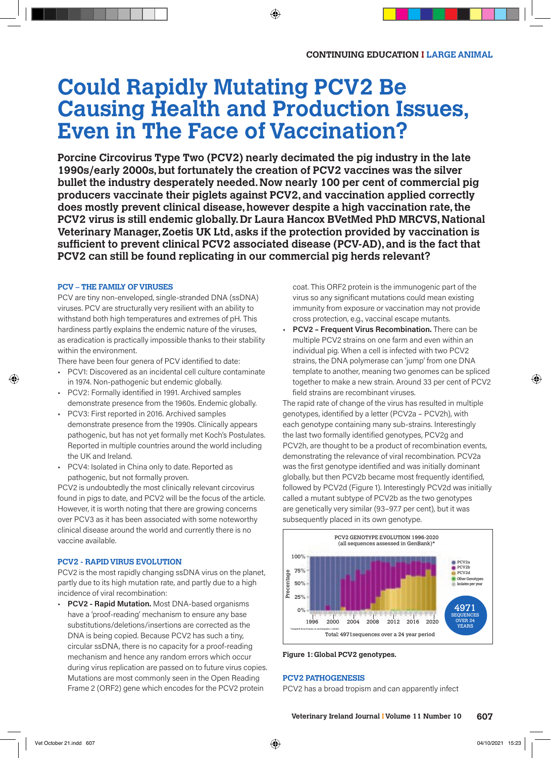# Could Rapidly Mutating PCV2 Be Causing Health and Production Issues, Even in The Face of Vaccination?

**Porcine Circovirus Type Two (PCV2) nearly decimated the pig industry in the late 1990s/early 2000s, but fortunately the creation of PCV2 vaccines was the silver bullet the industry desperately needed. Now nearly 100 per cent of commercial pig producers vaccinate their piglets against PCV2, and vaccination applied correctly does mostly prevent clinical disease, however despite a high vaccination rate, the PCV2 virus is still endemic globally. Dr Laura Hancox BVetMed PhD MRCVS, National Veterinary Manager, Zoetis UK Ltd, asks if the protection provided by vaccination is sufficient to prevent clinical PCV2 associated disease (PCV-AD), and is the fact that PCV2 can still be found replicating in our commercial pig herds relevant?**

## PCV – THE FAMILY OF VIRUSES

PCV are tiny non-enveloped, single-stranded DNA (ssDNA) viruses. PCV are structurally very resilient with an ability to withstand both high temperatures and extremes of pH. This hardiness partly explains the endemic nature of the viruses, as eradication is practically impossible thanks to their stability within the environment.

There have been four genera of PCV identified to date:

- PCV1: Discovered as an incidental cell culture contaminate in 1974. Non-pathogenic but endemic globally.
- PCV2: Formally identified in 1991. Archived samples demonstrate presence from the 1960s. Endemic globally.
- PCV3: First reported in 2016. Archived samples demonstrate presence from the 1990s. Clinically appears pathogenic, but has not yet formally met Koch's Postulates. Reported in multiple countries around the world including the UK and Ireland.
- PCV4: Isolated in China only to date. Reported as pathogenic, but not formally proven.

PCV2 is undoubtedly the most clinically relevant circovirus found in pigs to date, and PCV2 will be the focus of the article. However, it is worth noting that there are growing concerns over PCV3 as it has been associated with some noteworthy clinical disease around the world and currently there is no vaccine available.

## PCV2 - RAPID VIRUS EVOLUTION

PCV2 is the most rapidly changing ssDNA virus on the planet, partly due to its high mutation rate, and partly due to a high incidence of viral recombination:

- **PCV2 - Rapid Mutation.** Most DNA-based organisms have a 'proof-reading' mechanism to ensure any base substitutions/deletions/insertions are corrected as the DNA is being copied. Because PCV2 has such a tiny, circular ssDNA, there is no capacity for a proof-reading mechanism and hence any random errors which occur during virus replication are passed on to future virus copies. Mutations are most commonly seen in the Open Reading Frame 2 (ORF2) gene which encodes for the PCV2 protein coat. This ORF2 protein is the immunogenic part of the virus so any significant mutations could mean existing immunity from exposure or vaccination may not provide cross protection, e.g., vaccinal escape mutants.
- **PCV2 – Frequent Virus Recombination.** There can be multiple PCV2 strains on one farm and even within an individual pig. When a cell is infected with two PCV2 strains, the DNA polymerase can 'jump' from one DNA template to another, meaning two genomes can be spliced together to make a new strain. Around 33 per cent of PCV2 field strains are recombinant viruses.

The rapid rate of change of the virus has resulted in multiple genotypes, identified by a letter (PCV2a – PCV2h), with each genotype containing many sub-strains. Interestingly the last two formally identified genotypes, PCV2g and PCV2h, are thought to be a product of recombination events, demonstrating the relevance of viral recombination. PCV2a was the first genotype identified and was initially dominant globally, but then PCV2b became most frequently identified, followed by PCV2d (Figure 1). Interestingly PCV2d was initially called a mutant subtype of PCV2b as the two genotypes are genetically very similar (93–97.7 per cent), but it was subsequently placed in its own genotype.

PCV2 GENOTYPE EVOLUTION 1996-2020 (all sequences assessed in GenBank)*

Legend: PCV2a, PCV2b, PCV2d, Other Genotypes, Isolates per year

4971 SEQUENCES OVER 24 YEARS

*Adapted from Franzo, G. and Segalés, J. (2020)

Total: 4971 sequences over a 24 year period

**Figure 1: Global PCV2 genotypes.**

## PCV2 PATHOGENESIS

PCV2 has a broad tropism and can apparently infect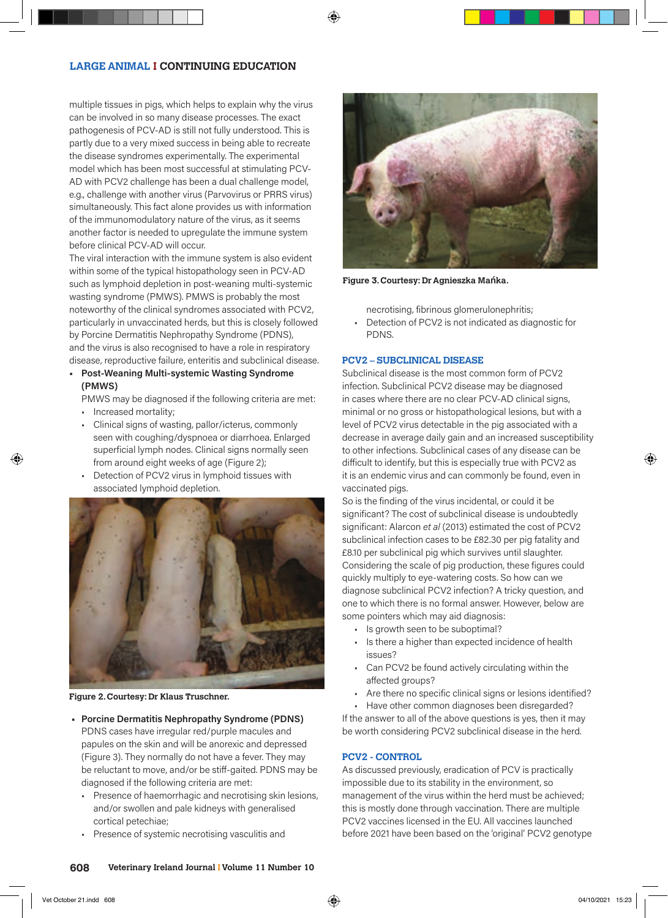multiple tissues in pigs, which helps to explain why the virus can be involved in so many disease processes. The exact pathogenesis of PCV-AD is still not fully understood. This is partly due to a very mixed success in being able to recreate the disease syndromes experimentally. The experimental model which has been most successful at stimulating PCV-AD with PCV2 challenge has been a dual challenge model, e.g., challenge with another virus (Parvovirus or PRRS virus) simultaneously. This fact alone provides us with information of the immunomodulatory nature of the virus, as it seems another factor is needed to upregulate the immune system before clinical PCV-AD will occur.

The viral interaction with the immune system is also evident within some of the typical histopathology seen in PCV-AD such as lymphoid depletion in post-weaning multi-systemic wasting syndrome (PMWS). PMWS is probably the most noteworthy of the clinical syndromes associated with PCV2, particularly in unvaccinated herds, but this is closely followed by Porcine Dermatitis Nephropathy Syndrome (PDNS), and the virus is also recognised to have a role in respiratory disease, reproductive failure, enteritis and subclinical disease.

- **Post-Weaning Multi-systemic Wasting Syndrome (PMWS)**

  PMWS may be diagnosed if the following criteria are met:
  - Increased mortality;
  - Clinical signs of wasting, pallor/icterus, commonly seen with coughing/dyspnoea or diarrhoea. Enlarged superficial lymph nodes. Clinical signs normally seen from around eight weeks of age (Figure 2);
  - Detection of PCV2 virus in lymphoid tissues with associated lymphoid depletion.

**Figure 2. Courtesy: Dr Klaus Truschner.**

- **Porcine Dermatitis Nephropathy Syndrome (PDNS)**

  PDNS cases have irregular red/purple macules and papules on the skin and will be anorexic and depressed (Figure 3). They normally do not have a fever. They may be reluctant to move, and/or be stiff-gaited. PDNS may be diagnosed if the following criteria are met:
  - Presence of haemorrhagic and necrotising skin lesions, and/or swollen and pale kidneys with generalised cortical petechiae;
  - Presence of systemic necrotising vasculitis and necrotising, fibrinous glomerulonephritis;
  - Detection of PCV2 is not indicated as diagnostic for PDNS.

**Figure 3. Courtesy: Dr Agnieszka Mańka.**

## PCV2 – SUBCLINICAL DISEASE

Subclinical disease is the most common form of PCV2 infection. Subclinical PCV2 disease may be diagnosed in cases where there are no clear PCV-AD clinical signs, minimal or no gross or histopathological lesions, but with a level of PCV2 virus detectable in the pig associated with a decrease in average daily gain and an increased susceptibility to other infections. Subclinical cases of any disease can be difficult to identify, but this is especially true with PCV2 as it is an endemic virus and can commonly be found, even in vaccinated pigs.

So is the finding of the virus incidental, or could it be significant? The cost of subclinical disease is undoubtedly significant: Alarcon *et al* (2013) estimated the cost of PCV2 subclinical infection cases to be £82.30 per pig fatality and £8.10 per subclinical pig which survives until slaughter. Considering the scale of pig production, these figures could quickly multiply to eye-watering costs. So how can we diagnose subclinical PCV2 infection? A tricky question, and one to which there is no formal answer. However, below are some pointers which may aid diagnosis:

- Is growth seen to be suboptimal?
- Is there a higher than expected incidence of health issues?
- Can PCV2 be found actively circulating within the affected groups?
- Are there no specific clinical signs or lesions identified?
- Have other common diagnoses been disregarded?

If the answer to all of the above questions is yes, then it may be worth considering PCV2 subclinical disease in the herd.

## PCV2 - CONTROL

As discussed previously, eradication of PCV is practically impossible due to its stability in the environment, so management of the virus within the herd must be achieved; this is mostly done through vaccination. There are multiple PCV2 vaccines licensed in the EU. All vaccines launched before 2021 have been based on the 'original' PCV2 genotype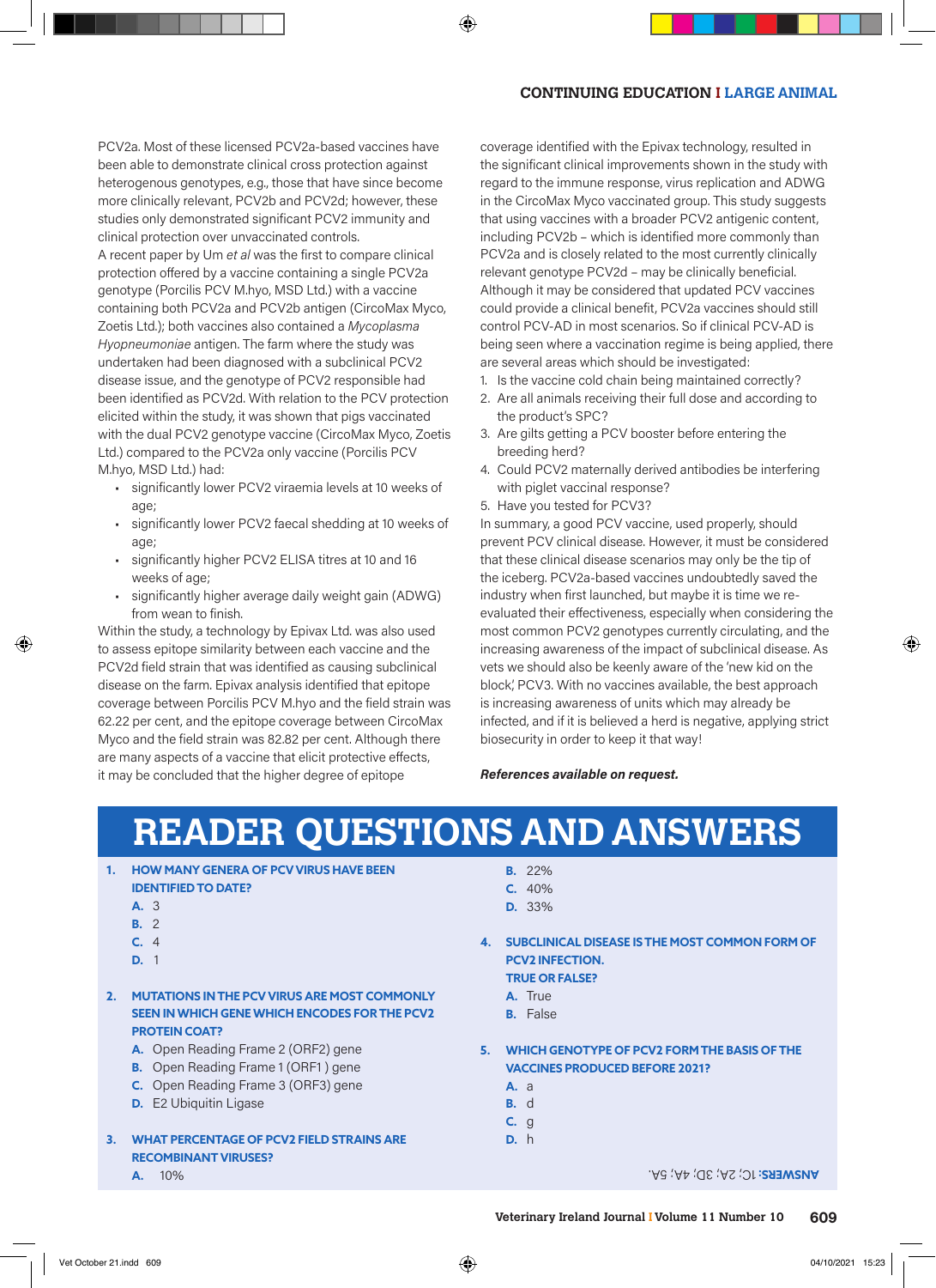PCV2a. Most of these licensed PCV2a-based vaccines have been able to demonstrate clinical cross protection against heterogenous genotypes, e.g., those that have since become more clinically relevant, PCV2b and PCV2d; however, these studies only demonstrated significant PCV2 immunity and clinical protection over unvaccinated controls.

A recent paper by Um *et al* was the first to compare clinical protection offered by a vaccine containing a single PCV2a genotype (Porcilis PCV M.hyo, MSD Ltd.) with a vaccine containing both PCV2a and PCV2b antigen (CircoMax Myco, Zoetis Ltd.); both vaccines also contained a *Mycoplasma Hyopneumoniae* antigen. The farm where the study was undertaken had been diagnosed with a subclinical PCV2 disease issue, and the genotype of PCV2 responsible had been identified as PCV2d. With relation to the PCV protection elicited within the study, it was shown that pigs vaccinated with the dual PCV2 genotype vaccine (CircoMax Myco, Zoetis Ltd.) compared to the PCV2a only vaccine (Porcilis PCV M.hyo, MSD Ltd.) had:

- significantly lower PCV2 viraemia levels at 10 weeks of age;
- significantly lower PCV2 faecal shedding at 10 weeks of age;
- significantly higher PCV2 ELISA titres at 10 and 16 weeks of age;
- significantly higher average daily weight gain (ADWG) from wean to finish.

Within the study, a technology by Epivax Ltd. was also used to assess epitope similarity between each vaccine and the PCV2d field strain that was identified as causing subclinical disease on the farm. Epivax analysis identified that epitope coverage between Porcilis PCV M.hyo and the field strain was 62.22 per cent, and the epitope coverage between CircoMax Myco and the field strain was 82.82 per cent. Although there are many aspects of a vaccine that elicit protective effects, it may be concluded that the higher degree of epitope coverage identified with the Epivax technology, resulted in the significant clinical improvements shown in the study with regard to the immune response, virus replication and ADWG in the CircoMax Myco vaccinated group. This study suggests that using vaccines with a broader PCV2 antigenic content, including PCV2b – which is identified more commonly than PCV2a and is closely related to the most currently clinically relevant genotype PCV2d – may be clinically beneficial.

Although it may be considered that updated PCV vaccines could provide a clinical benefit, PCV2a vaccines should still control PCV-AD in most scenarios. So if clinical PCV-AD is being seen where a vaccination regime is being applied, there are several areas which should be investigated:

1. Is the vaccine cold chain being maintained correctly?
2. Are all animals receiving their full dose and according to the product's SPC?
3. Are gilts getting a PCV booster before entering the breeding herd?
4. Could PCV2 maternally derived antibodies be interfering with piglet vaccinal response?
5. Have you tested for PCV3?

In summary, a good PCV vaccine, used properly, should prevent PCV clinical disease. However, it must be considered that these clinical disease scenarios may only be the tip of the iceberg. PCV2a-based vaccines undoubtedly saved the industry when first launched, but maybe it is time we re-evaluated their effectiveness, especially when considering the most common PCV2 genotypes currently circulating, and the increasing awareness of the impact of subclinical disease. As vets we should also be keenly aware of the 'new kid on the block', PCV3. With no vaccines available, the best approach is increasing awareness of units which may already be infected, and if it is believed a herd is negative, applying strict biosecurity in order to keep it that way!

***References available on request.***

# READER QUESTIONS AND ANSWERS

**1. HOW MANY GENERA OF PCV VIRUS HAVE BEEN IDENTIFIED TO DATE?**

- **A.** 3
- **B.** 2
- **C.** 4
- **D.** 1

**2. MUTATIONS IN THE PCV VIRUS ARE MOST COMMONLY SEEN IN WHICH GENE WHICH ENCODES FOR THE PCV2 PROTEIN COAT?**

- **A.** Open Reading Frame 2 (ORF2) gene
- **B.** Open Reading Frame 1 (ORF1 ) gene
- **C.** Open Reading Frame 3 (ORF3) gene
- **D.** E2 Ubiquitin Ligase

**3. WHAT PERCENTAGE OF PCV2 FIELD STRAINS ARE RECOMBINANT VIRUSES?**

- **A.** 10%
- **B.** 22%
- **C.** 40%
- **D.** 33%

**4. SUBCLINICAL DISEASE IS THE MOST COMMON FORM OF PCV2 INFECTION. TRUE OR FALSE?**

- **A.** True
- **B.** False

**5. WHICH GENOTYPE OF PCV2 FORM THE BASIS OF THE VACCINES PRODUCED BEFORE 2021?**

- **A.** a
- **B.** d
- **C.** g
- **D.** h

**ANSWERS:** 1C; 2A; 3D; 4A; 5A.